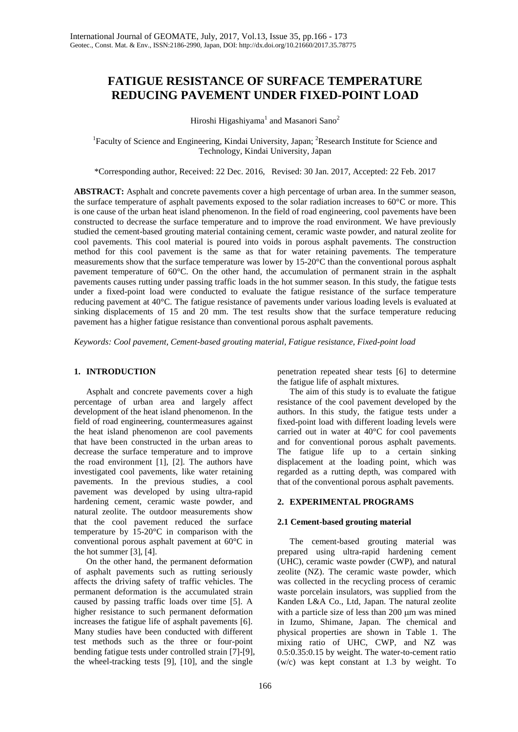# FATIGUE RESISTANCE OF SURFACE TEMPERATURE REDUCING PAVEMENT UNDER FIXED-POINT LOAD

Hiroshi Higashiyama[1] and Masanori Sano[2]

[1]Faculty of Science and Engineering, Kindai University, Japan; [2]Research Institute for Science and Technology, Kindai University, Japan

*Corresponding author, Received: 22 Dec. 2016, Revised: 30 Jan. 2017, Accepted: 22 Feb. 2017

**ABSTRACT:** Asphalt and concrete pavements cover a high percentage of urban area. In the summer season, the surface temperature of asphalt pavements exposed to the solar radiation increases to 60°C or more. This is one cause of the urban heat island phenomenon. In the field of road engineering, cool pavements have been constructed to decrease the surface temperature and to improve the road environment. We have previously studied the cement-based grouting material containing cement, ceramic waste powder, and natural zeolite for cool pavements. This cool material is poured into voids in porous asphalt pavements. The construction method for this cool pavement is the same as that for water retaining pavements. The temperature measurements show that the surface temperature was lower by 15-20°C than the conventional porous asphalt pavement temperature of 60°C. On the other hand, the accumulation of permanent strain in the asphalt pavements causes rutting under passing traffic loads in the hot summer season. In this study, the fatigue tests under a fixed-point load were conducted to evaluate the fatigue resistance of the surface temperature reducing pavement at 40°C. The fatigue resistance of pavements under various loading levels is evaluated at sinking displacements of 15 and 20 mm. The test results show that the surface temperature reducing pavement has a higher fatigue resistance than conventional porous asphalt pavements.

*Keywords: Cool pavement, Cement-based grouting material, Fatigue resistance, Fixed-point load*

## 1. INTRODUCTION

Asphalt and concrete pavements cover a high percentage of urban area and largely affect development of the heat island phenomenon. In the field of road engineering, countermeasures against the heat island phenomenon are cool pavements that have been constructed in the urban areas to decrease the surface temperature and to improve the road environment [1], [2]. The authors have investigated cool pavements, like water retaining pavements. In the previous studies, a cool pavement was developed by using ultra-rapid hardening cement, ceramic waste powder, and natural zeolite. The outdoor measurements show that the cool pavement reduced the surface temperature by 15-20°C in comparison with the conventional porous asphalt pavement at 60°C in the hot summer [3], [4].

On the other hand, the permanent deformation of asphalt pavements such as rutting seriously affects the driving safety of traffic vehicles. The permanent deformation is the accumulated strain caused by passing traffic loads over time [5]. A higher resistance to such permanent deformation increases the fatigue life of asphalt pavements [6]. Many studies have been conducted with different test methods such as the three or four-point bending fatigue tests under controlled strain [7]-[9], the wheel-tracking tests [9], [10], and the single penetration repeated shear tests [6] to determine the fatigue life of asphalt mixtures.

The aim of this study is to evaluate the fatigue resistance of the cool pavement developed by the authors. In this study, the fatigue tests under a fixed-point load with different loading levels were carried out in water at 40°C for cool pavements and for conventional porous asphalt pavements. The fatigue life up to a certain sinking displacement at the loading point, which was regarded as a rutting depth, was compared with that of the conventional porous asphalt pavements.

## 2. EXPERIMENTAL PROGRAMS

### 2.1 Cement-based grouting material

The cement-based grouting material was prepared using ultra-rapid hardening cement (UHC), ceramic waste powder (CWP), and natural zeolite (NZ). The ceramic waste powder, which was collected in the recycling process of ceramic waste porcelain insulators, was supplied from the Kanden L&A Co., Ltd, Japan. The natural zeolite with a particle size of less than 200 μm was mined in Izumo, Shimane, Japan. The chemical and physical properties are shown in Table 1. The mixing ratio of UHC, CWP, and NZ was 0.5:0.35:0.15 by weight. The water-to-cement ratio (w/c) was kept constant at 1.3 by weight. To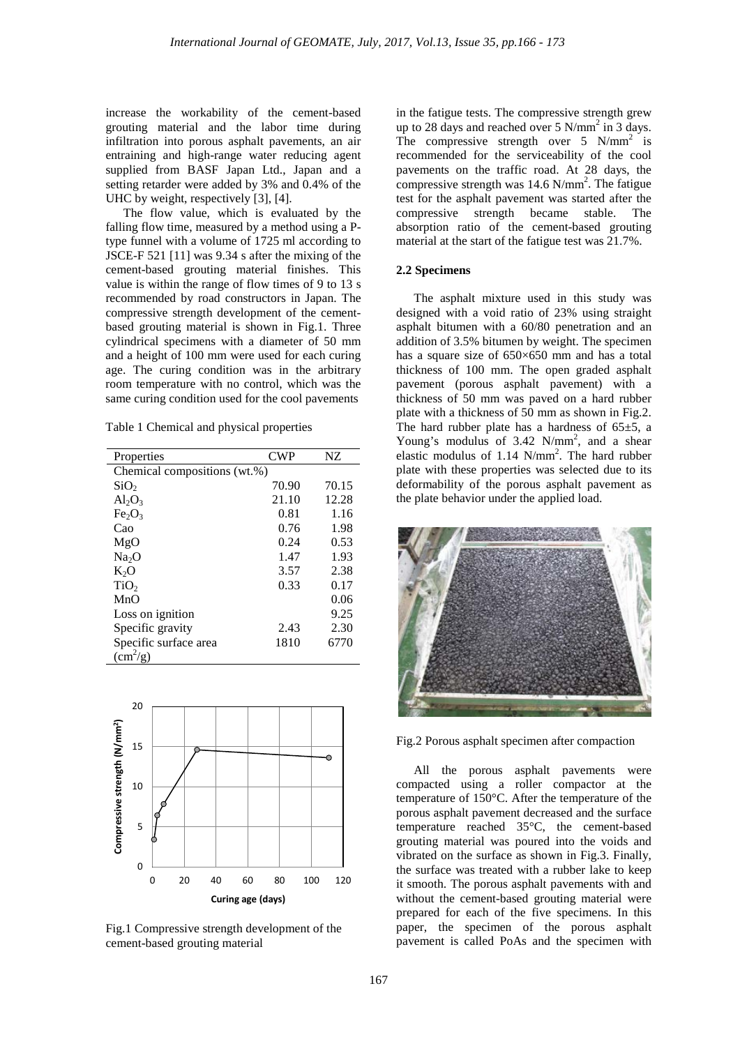increase the workability of the cement-based grouting material and the labor time during infiltration into porous asphalt pavements, an air entraining and high-range water reducing agent supplied from BASF Japan Ltd., Japan and a setting retarder were added by 3% and 0.4% of the UHC by weight, respectively [3], [4].

The flow value, which is evaluated by the falling flow time, measured by a method using a P-type funnel with a volume of 1725 ml according to JSCE-F 521 [11] was 9.34 s after the mixing of the cement-based grouting material finishes. This value is within the range of flow times of 9 to 13 s recommended by road constructors in Japan. The compressive strength development of the cement-based grouting material is shown in Fig.1. Three cylindrical specimens with a diameter of 50 mm and a height of 100 mm were used for each curing age. The curing condition was in the arbitrary room temperature with no control, which was the same curing condition used for the cool pavements in the fatigue tests. The compressive strength grew up to 28 days and reached over 5 N/mm$^2$ in 3 days. The compressive strength over 5 N/mm$^2$ is recommended for the serviceability of the cool pavements on the traffic road. At 28 days, the compressive strength was 14.6 N/mm$^2$. The fatigue test for the asphalt pavement was started after the compressive strength became stable. The absorption ratio of the cement-based grouting material at the start of the fatigue test was 21.7%.

Table 1 Chemical and physical properties

| Properties | CWP | NZ |
|---|---|---|
| Chemical compositions (wt.%) | | |
| $SiO_2$ | 70.90 | 70.15 |
| $Al_2O_3$ | 21.10 | 12.28 |
| $Fe_2O_3$ | 0.81 | 1.16 |
| Cao | 0.76 | 1.98 |
| MgO | 0.24 | 0.53 |
| $Na_2O$ | 1.47 | 1.93 |
| $K_2O$ | 3.57 | 2.38 |
| $TiO_2$ | 0.33 | 0.17 |
| MnO | | 0.06 |
| Loss on ignition | | 9.25 |
| Specific gravity | 2.43 | 2.30 |
| Specific surface area (cm$^2$/g) | 1810 | 6770 |

Fig.1 Compressive strength development of the cement-based grouting material

## 2.2 Specimens

The asphalt mixture used in this study was designed with a void ratio of 23% using straight asphalt bitumen with a 60/80 penetration and an addition of 3.5% bitumen by weight. The specimen has a square size of 650×650 mm and has a total thickness of 100 mm. The open graded asphalt pavement (porous asphalt pavement) with a thickness of 50 mm was paved on a hard rubber plate with a thickness of 50 mm as shown in Fig.2. The hard rubber plate has a hardness of 65±5, a Young's modulus of 3.42 N/mm$^2$, and a shear elastic modulus of 1.14 N/mm$^2$. The hard rubber plate with these properties was selected due to its deformability of the porous asphalt pavement as the plate behavior under the applied load.

Fig.2 Porous asphalt specimen after compaction

All the porous asphalt pavements were compacted using a roller compactor at the temperature of 150°C. After the temperature of the porous asphalt pavement decreased and the surface temperature reached 35°C, the cement-based grouting material was poured into the voids and vibrated on the surface as shown in Fig.3. Finally, the surface was treated with a rubber lake to keep it smooth. The porous asphalt pavements with and without the cement-based grouting material were prepared for each of the five specimens. In this paper, the specimen of the porous asphalt pavement is called PoAs and the specimen with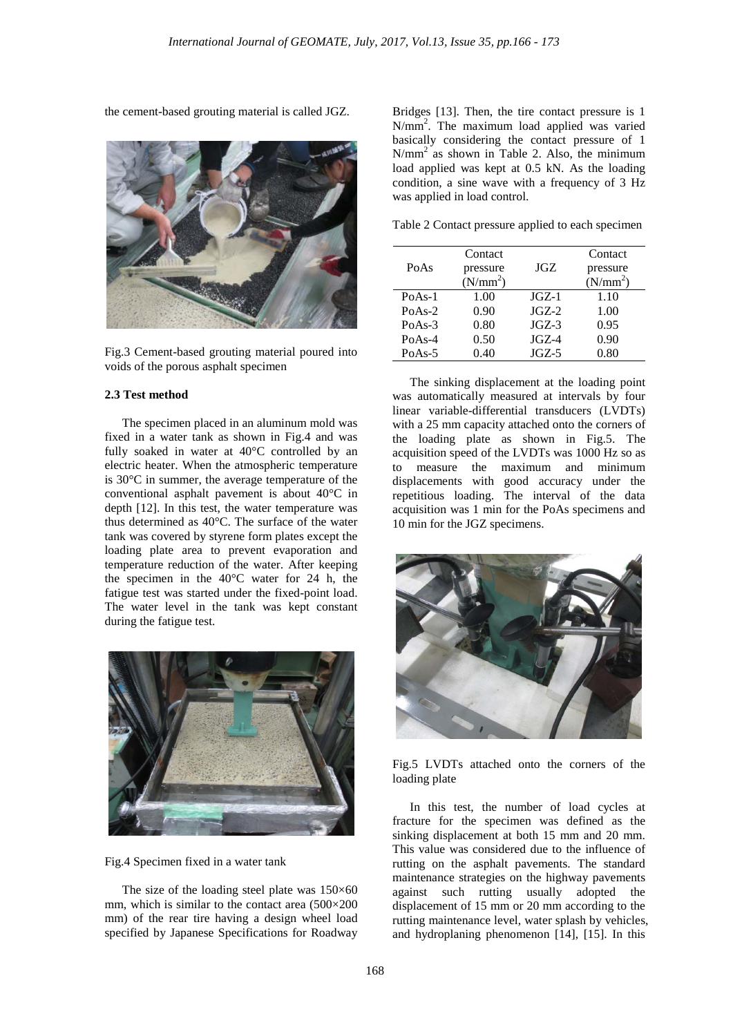the cement-based grouting material is called JGZ.

Fig.3 Cement-based grouting material poured into voids of the porous asphalt specimen

### 2.3 Test method

The specimen placed in an aluminum mold was fixed in a water tank as shown in Fig.4 and was fully soaked in water at 40°C controlled by an electric heater. When the atmospheric temperature is 30°C in summer, the average temperature of the conventional asphalt pavement is about 40°C in depth [12]. In this test, the water temperature was thus determined as 40°C. The surface of the water tank was covered by styrene form plates except the loading plate area to prevent evaporation and temperature reduction of the water. After keeping the specimen in the 40°C water for 24 h, the fatigue test was started under the fixed-point load. The water level in the tank was kept constant during the fatigue test.

Fig.4 Specimen fixed in a water tank

The size of the loading steel plate was 150×60 mm, which is similar to the contact area (500×200 mm) of the rear tire having a design wheel load specified by Japanese Specifications for Roadway Bridges [13]. Then, the tire contact pressure is 1 $N/mm^2$. The maximum load applied was varied basically considering the contact pressure of 1 $N/mm^2$ as shown in Table 2. Also, the minimum load applied was kept at 0.5 kN. As the loading condition, a sine wave with a frequency of 3 Hz was applied in load control.

Table 2 Contact pressure applied to each specimen

| PoAs | Contact pressure ($N/mm^2$) | JGZ | Contact pressure ($N/mm^2$) |
|---|---|---|---|
| PoAs-1 | 1.00 | JGZ-1 | 1.10 |
| PoAs-2 | 0.90 | JGZ-2 | 1.00 |
| PoAs-3 | 0.80 | JGZ-3 | 0.95 |
| PoAs-4 | 0.50 | JGZ-4 | 0.90 |
| PoAs-5 | 0.40 | JGZ-5 | 0.80 |

The sinking displacement at the loading point was automatically measured at intervals by four linear variable-differential transducers (LVDTs) with a 25 mm capacity attached onto the corners of the loading plate as shown in Fig.5. The acquisition speed of the LVDTs was 1000 Hz so as to measure the maximum and minimum displacements with good accuracy under the repetitious loading. The interval of the data acquisition was 1 min for the PoAs specimens and 10 min for the JGZ specimens.

Fig.5 LVDTs attached onto the corners of the loading plate

In this test, the number of load cycles at fracture for the specimen was defined as the sinking displacement at both 15 mm and 20 mm. This value was considered due to the influence of rutting on the asphalt pavements. The standard maintenance strategies on the highway pavements against such rutting usually adopted the displacement of 15 mm or 20 mm according to the rutting maintenance level, water splash by vehicles, and hydroplaning phenomenon [14], [15]. In this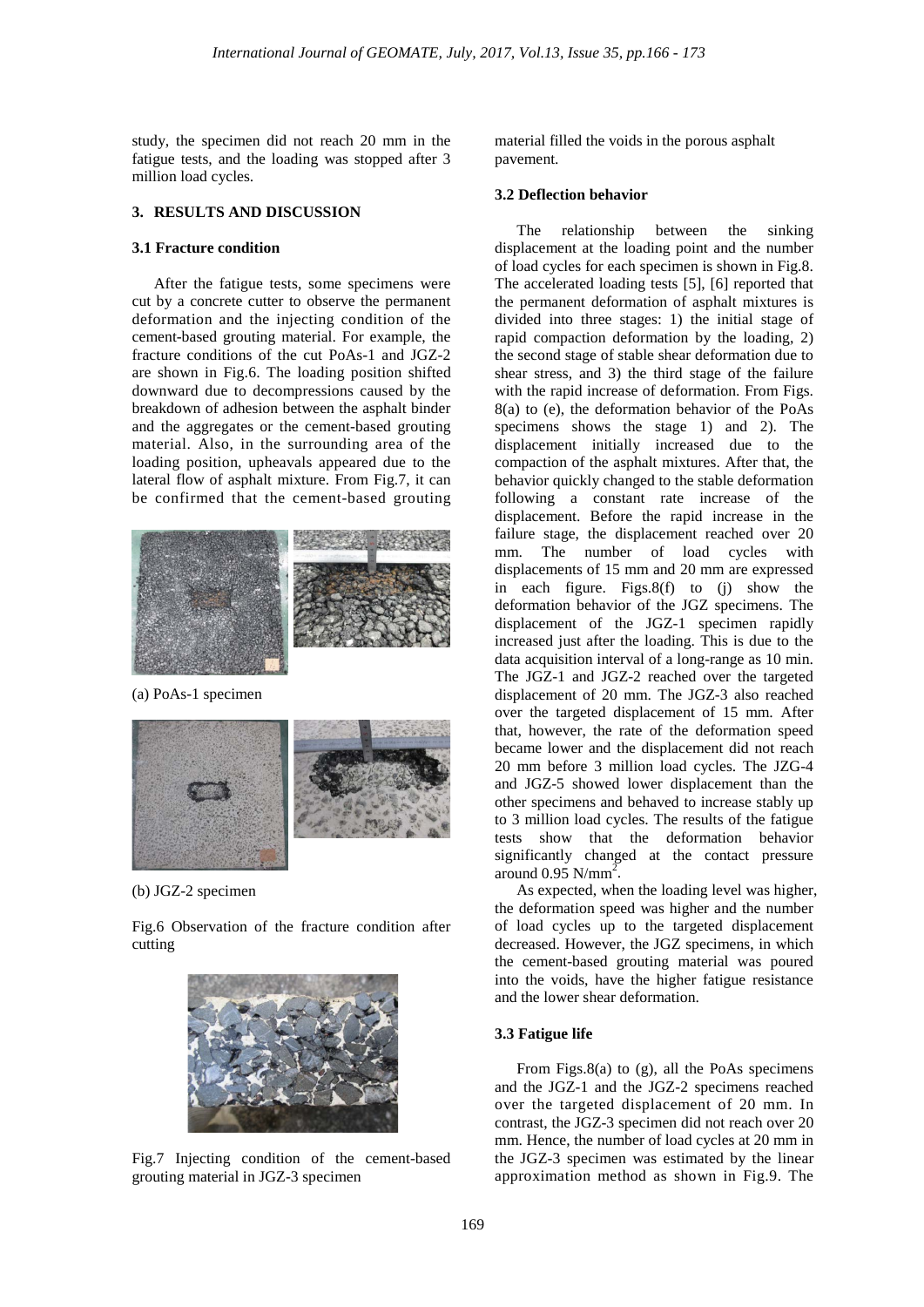study, the specimen did not reach 20 mm in the fatigue tests, and the loading was stopped after 3 million load cycles.

## 3. RESULTS AND DISCUSSION

### 3.1 Fracture condition

After the fatigue tests, some specimens were cut by a concrete cutter to observe the permanent deformation and the injecting condition of the cement-based grouting material. For example, the fracture conditions of the cut PoAs-1 and JGZ-2 are shown in Fig.6. The loading position shifted downward due to decompressions caused by the breakdown of adhesion between the asphalt binder and the aggregates or the cement-based grouting material. Also, in the surrounding area of the loading position, upheavals appeared due to the lateral flow of asphalt mixture. From Fig.7, it can be confirmed that the cement-based grouting material filled the voids in the porous asphalt pavement.

(a) PoAs-1 specimen

(b) JGZ-2 specimen

Fig.6 Observation of the fracture condition after cutting

Fig.7 Injecting condition of the cement-based grouting material in JGZ-3 specimen

### 3.2 Deflection behavior

The relationship between the sinking displacement at the loading point and the number of load cycles for each specimen is shown in Fig.8. The accelerated loading tests [5], [6] reported that the permanent deformation of asphalt mixtures is divided into three stages: 1) the initial stage of rapid compaction deformation by the loading, 2) the second stage of stable shear deformation due to shear stress, and 3) the third stage of the failure with the rapid increase of deformation. From Figs. 8(a) to (e), the deformation behavior of the PoAs specimens shows the stage 1) and 2). The displacement initially increased due to the compaction of the asphalt mixtures. After that, the behavior quickly changed to the stable deformation following a constant rate increase of the displacement. Before the rapid increase in the failure stage, the displacement reached over 20 mm. The number of load cycles with displacements of 15 mm and 20 mm are expressed in each figure. Figs.8(f) to (j) show the deformation behavior of the JGZ specimens. The displacement of the JGZ-1 specimen rapidly increased just after the loading. This is due to the data acquisition interval of a long-range as 10 min. The JGZ-1 and JGZ-2 reached over the targeted displacement of 20 mm. The JGZ-3 also reached over the targeted displacement of 15 mm. After that, however, the rate of the deformation speed became lower and the displacement did not reach 20 mm before 3 million load cycles. The JZG-4 and JGZ-5 showed lower displacement than the other specimens and behaved to increase stably up to 3 million load cycles. The results of the fatigue tests show that the deformation behavior significantly changed at the contact pressure around 0.95 $N/mm^2$.

As expected, when the loading level was higher, the deformation speed was higher and the number of load cycles up to the targeted displacement decreased. However, the JGZ specimens, in which the cement-based grouting material was poured into the voids, have the higher fatigue resistance and the lower shear deformation.

### 3.3 Fatigue life

From Figs.8(a) to (g), all the PoAs specimens and the JGZ-1 and the JGZ-2 specimens reached over the targeted displacement of 20 mm. In contrast, the JGZ-3 specimen did not reach over 20 mm. Hence, the number of load cycles at 20 mm in the JGZ-3 specimen was estimated by the linear approximation method as shown in Fig.9. The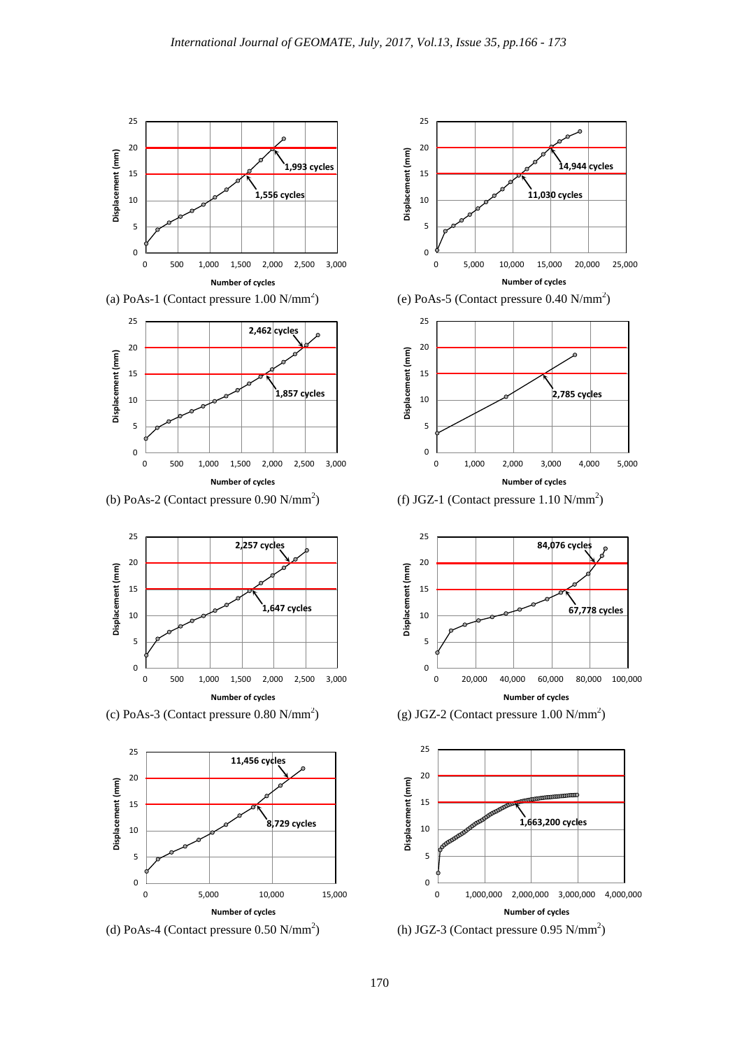(a) PoAs-1 (Contact pressure 1.00 N/mm$^2$)

(b) PoAs-2 (Contact pressure 0.90 N/mm$^2$)

(c) PoAs-3 (Contact pressure 0.80 N/mm$^2$)

(d) PoAs-4 (Contact pressure 0.50 N/mm$^2$)

(e) PoAs-5 (Contact pressure 0.40 N/mm$^2$)

(f) JGZ-1 (Contact pressure 1.10 N/mm$^2$)

(g) JGZ-2 (Contact pressure 1.00 N/mm$^2$)

(h) JGZ-3 (Contact pressure 0.95 N/mm$^2$)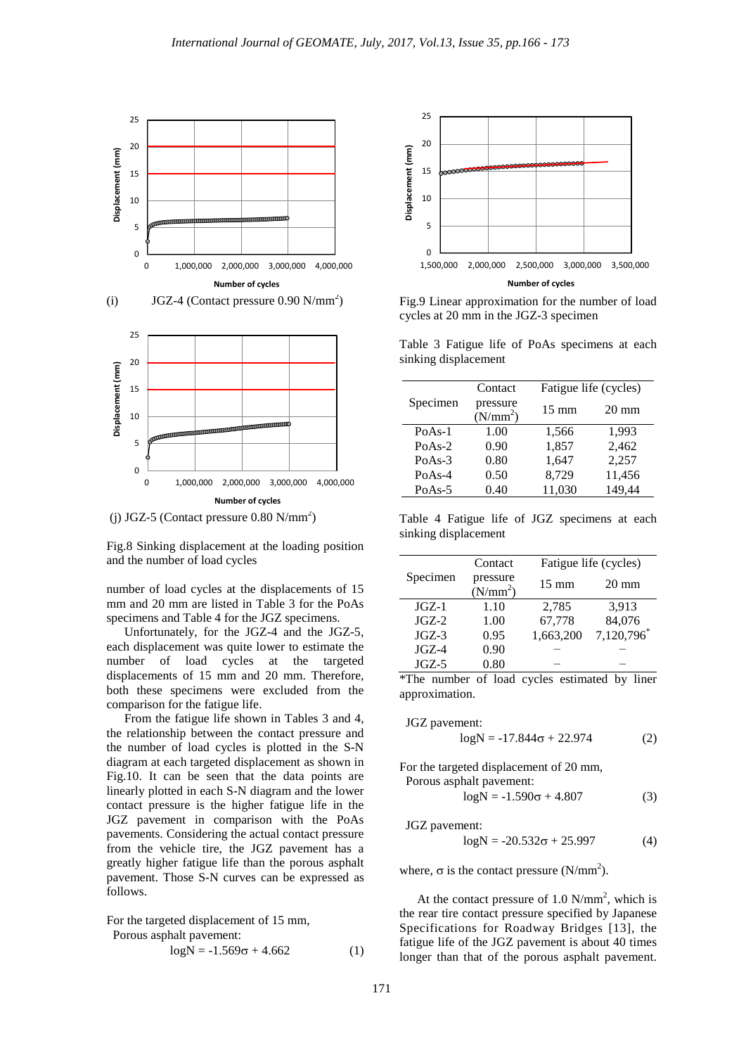(i) JGZ-4 (Contact pressure 0.90 N/mm²)

(j) JGZ-5 (Contact pressure 0.80 N/mm²)

Fig.8 Sinking displacement at the loading position and the number of load cycles

number of load cycles at the displacements of 15 mm and 20 mm are listed in Table 3 for the PoAs specimens and Table 4 for the JGZ specimens.

Unfortunately, for the JGZ-4 and the JGZ-5, each displacement was quite lower to estimate the number of load cycles at the targeted displacements of 15 mm and 20 mm. Therefore, both these specimens were excluded from the comparison for the fatigue life.

From the fatigue life shown in Tables 3 and 4, the relationship between the contact pressure and the number of load cycles is plotted in the S-N diagram at each targeted displacement as shown in Fig.10. It can be seen that the data points are linearly plotted in each S-N diagram and the lower contact pressure is the higher fatigue life in the JGZ pavement in comparison with the PoAs pavements. Considering the actual contact pressure from the vehicle tire, the JGZ pavement has a greatly higher fatigue life than the porous asphalt pavement. Those S-N curves can be expressed as follows.

For the targeted displacement of 15 mm,

Porous asphalt pavement:

$$\log N = -1.569\sigma + 4.662 \quad (1)$$

Fig.9 Linear approximation for the number of load cycles at 20 mm in the JGZ-3 specimen

Table 3 Fatigue life of PoAs specimens at each sinking displacement

| Specimen | Contact pressure (N/mm²) | Fatigue life (cycles) | |
|---|---|---|---|
| | | 15 mm | 20 mm |
| PoAs-1 | 1.00 | 1,566 | 1,993 |
| PoAs-2 | 0.90 | 1,857 | 2,462 |
| PoAs-3 | 0.80 | 1,647 | 2,257 |
| PoAs-4 | 0.50 | 8,729 | 11,456 |
| PoAs-5 | 0.40 | 11,030 | 149,44 |

Table 4 Fatigue life of JGZ specimens at each sinking displacement

| Specimen | Contact pressure (N/mm²) | Fatigue life (cycles) | |
|---|---|---|---|
| | | 15 mm | 20 mm |
| JGZ-1 | 1.10 | 2,785 | 3,913 |
| JGZ-2 | 1.00 | 67,778 | 84,076 |
| JGZ-3 | 0.95 | 1,663,200 | 7,120,796* |
| JGZ-4 | 0.90 | − | − |
| JGZ-5 | 0.80 | − | − |

*The number of load cycles estimated by liner approximation.

JGZ pavement:

$$\log N = -17.844\sigma + 22.974 \quad (2)$$

For the targeted displacement of 20 mm,

Porous asphalt pavement:

$$\log N = -1.590\sigma + 4.807 \quad (3)$$

JGZ pavement:

$$\log N = -20.532\sigma + 25.997 \quad (4)$$

where, $\sigma$ is the contact pressure (N/mm²).

At the contact pressure of 1.0 N/mm², which is the rear tire contact pressure specified by Japanese Specifications for Roadway Bridges [13], the fatigue life of the JGZ pavement is about 40 times longer than that of the porous asphalt pavement.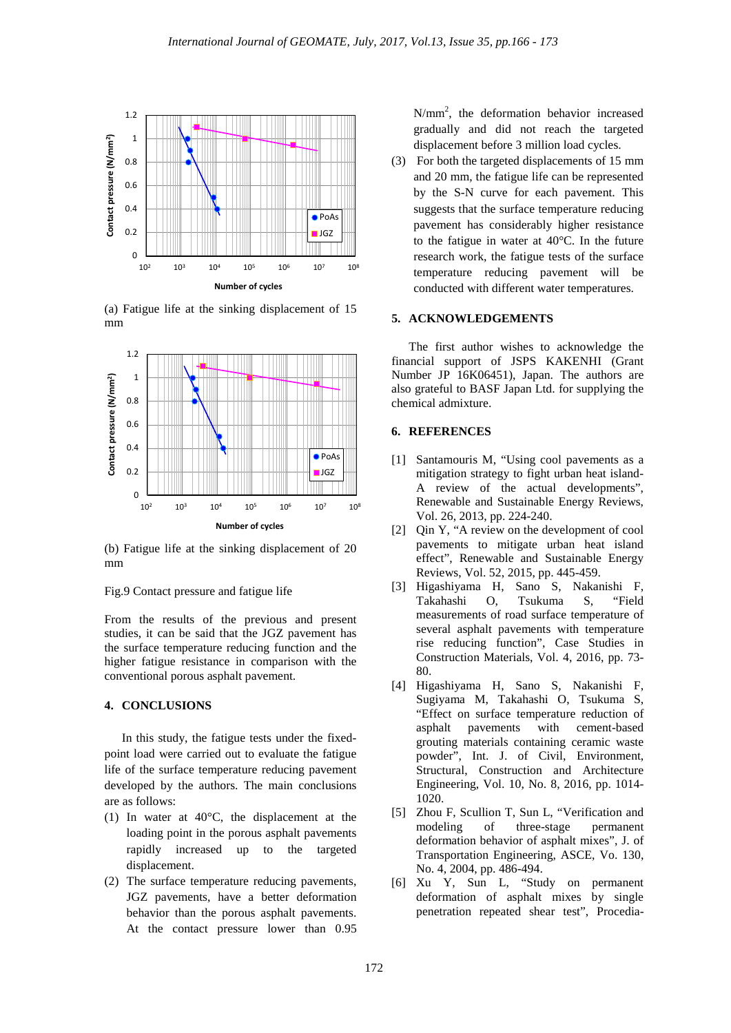(a) Fatigue life at the sinking displacement of 15 mm

(b) Fatigue life at the sinking displacement of 20 mm

Fig.9 Contact pressure and fatigue life

From the results of the previous and present studies, it can be said that the JGZ pavement has the surface temperature reducing function and the higher fatigue resistance in comparison with the conventional porous asphalt pavement.

## 4. CONCLUSIONS

In this study, the fatigue tests under the fixed-point load were carried out to evaluate the fatigue life of the surface temperature reducing pavement developed by the authors. The main conclusions are as follows:

(1) In water at 40°C, the displacement at the loading point in the porous asphalt pavements rapidly increased up to the targeted displacement.

(2) The surface temperature reducing pavements, JGZ pavements, have a better deformation behavior than the porous asphalt pavements. At the contact pressure lower than 0.95 N/mm$^2$, the deformation behavior increased gradually and did not reach the targeted displacement before 3 million load cycles.

(3) For both the targeted displacements of 15 mm and 20 mm, the fatigue life can be represented by the S-N curve for each pavement. This suggests that the surface temperature reducing pavement has considerably higher resistance to the fatigue in water at 40°C. In the future research work, the fatigue tests of the surface temperature reducing pavement will be conducted with different water temperatures.

## 5. ACKNOWLEDGEMENTS

The first author wishes to acknowledge the financial support of JSPS KAKENHI (Grant Number JP 16K06451), Japan. The authors are also grateful to BASF Japan Ltd. for supplying the chemical admixture.

## 6. REFERENCES

[1] Santamouris M, "Using cool pavements as a mitigation strategy to fight urban heat island- A review of the actual developments", Renewable and Sustainable Energy Reviews, Vol. 26, 2013, pp. 224-240.

[2] Qin Y, "A review on the development of cool pavements to mitigate urban heat island effect", Renewable and Sustainable Energy Reviews, Vol. 52, 2015, pp. 445-459.

[3] Higashiyama H, Sano S, Nakanishi F, Takahashi O, Tsukuma S, "Field measurements of road surface temperature of several asphalt pavements with temperature rise reducing function", Case Studies in Construction Materials, Vol. 4, 2016, pp. 73-80.

[4] Higashiyama H, Sano S, Nakanishi F, Sugiyama M, Takahashi O, Tsukuma S, "Effect on surface temperature reduction of asphalt pavements with cement-based grouting materials containing ceramic waste powder", Int. J. of Civil, Environment, Structural, Construction and Architecture Engineering, Vol. 10, No. 8, 2016, pp. 1014-1020.

[5] Zhou F, Scullion T, Sun L, "Verification and modeling of three-stage permanent deformation behavior of asphalt mixes", J. of Transportation Engineering, ASCE, Vo. 130, No. 4, 2004, pp. 486-494.

[6] Xu Y, Sun L, "Study on permanent deformation of asphalt mixes by single penetration repeated shear test", Procedia-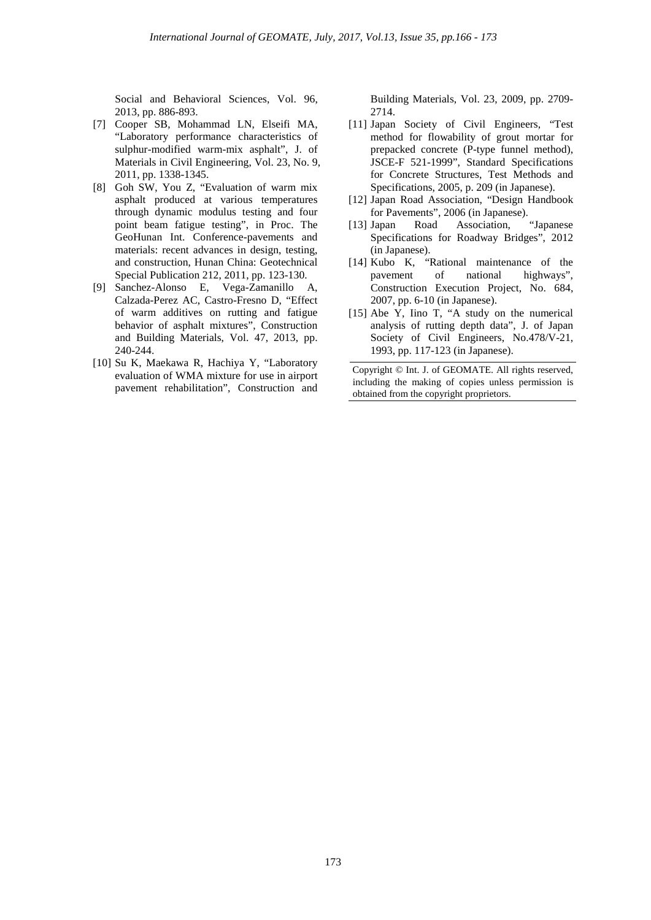Social and Behavioral Sciences, Vol. 96, 2013, pp. 886-893.

[7] Cooper SB, Mohammad LN, Elseifi MA, "Laboratory performance characteristics of sulphur-modified warm-mix asphalt", J. of Materials in Civil Engineering, Vol. 23, No. 9, 2011, pp. 1338-1345.

[8] Goh SW, You Z, "Evaluation of warm mix asphalt produced at various temperatures through dynamic modulus testing and four point beam fatigue testing", in Proc. The GeoHunan Int. Conference-pavements and materials: recent advances in design, testing, and construction, Hunan China: Geotechnical Special Publication 212, 2011, pp. 123-130.

[9] Sanchez-Alonso E, Vega-Zamanillo A, Calzada-Perez AC, Castro-Fresno D, "Effect of warm additives on rutting and fatigue behavior of asphalt mixtures", Construction and Building Materials, Vol. 47, 2013, pp. 240-244.

[10] Su K, Maekawa R, Hachiya Y, "Laboratory evaluation of WMA mixture for use in airport pavement rehabilitation", Construction and Building Materials, Vol. 23, 2009, pp. 2709-2714.

[11] Japan Society of Civil Engineers, "Test method for flowability of grout mortar for prepacked concrete (P-type funnel method), JSCE-F 521-1999", Standard Specifications for Concrete Structures, Test Methods and Specifications, 2005, p. 209 (in Japanese).

[12] Japan Road Association, "Design Handbook for Pavements", 2006 (in Japanese).

[13] Japan Road Association, "Japanese Specifications for Roadway Bridges", 2012 (in Japanese).

[14] Kubo K, "Rational maintenance of the pavement of national highways", Construction Execution Project, No. 684, 2007, pp. 6-10 (in Japanese).

[15] Abe Y, Iino T, "A study on the numerical analysis of rutting depth data", J. of Japan Society of Civil Engineers, No.478/V-21, 1993, pp. 117-123 (in Japanese).

Copyright © Int. J. of GEOMATE. All rights reserved, including the making of copies unless permission is obtained from the copyright proprietors.